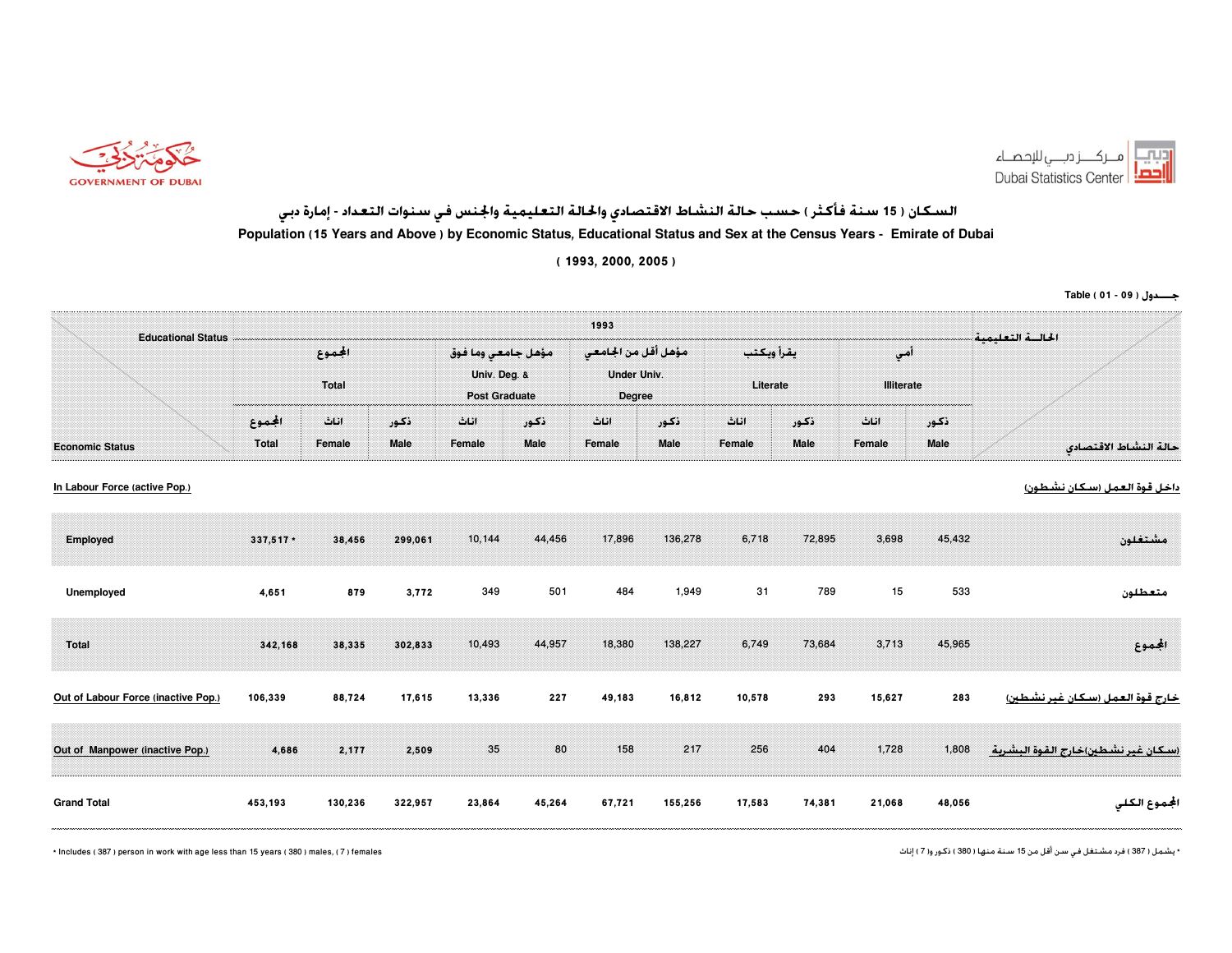حكومة دبي
GOVERNMENT OF DUBAI

مركز دبي للإحصاء
Dubai Statistics Center

# السكان ( 15 سنة فأكثر ) حسب حالة النشاط الاقتصادي والحالة التعليمية والجنس في سنوات التعداد - إمارة دبي
# Population (15 Years and Above ) by Economic Status, Educational Status and Sex at the Census Years - Emirate of Dubai

( 1993, 2000, 2005 )

Table ( 01 - 09 ) جـــدول

| Educational Status / Economic Status | 1993 | | | | | | | | | | الحالة التعليمية / حالة النشاط الاقتصادي |
|---|---|---|---|---|---|---|---|---|---|---|---|
| | المجموع Total | | | مؤهل جامعي وما فوق Univ. Deg. & Post Graduate | | مؤهل أقل من الجامعي Under Univ. Degree | | يقرأ ويكتب Literate | | أمي Illiterate | |
| | المجموع Total | اناث Female | ذكور Male | اناث Female | ذكور Male | اناث Female | ذكور Male | اناث Female | ذكور Male | اناث Female | ذكور Male | |
| **In Labour Force (active Pop.)** | | | | | | | | | | | | **داخل قوة العمل (سكان نشطون)** |
| Employed | 337,517 * | 38,456 | 299,061 | 10,144 | 44,456 | 17,896 | 136,278 | 6,718 | 72,895 | 3,698 | 45,432 | مشتغلون |
| Unemployed | 4,651 | 879 | 3,772 | 349 | 501 | 484 | 1,949 | 31 | 789 | 15 | 533 | متعطلون |
| Total | 342,168 | 38,335 | 302,833 | 10,493 | 44,957 | 18,380 | 138,227 | 6,749 | 73,684 | 3,713 | 45,965 | المجموع |
| **Out of Labour Force (inactive Pop.)** | 106,339 | 88,724 | 17,615 | 13,336 | 227 | 49,183 | 16,812 | 10,578 | 293 | 15,627 | 283 | **خارج قوة العمل (سكان غير نشطين)** |
| **Out of Manpower (inactive Pop.)** | 4,686 | 2,177 | 2,509 | 35 | 80 | 158 | 217 | 256 | 404 | 1,728 | 1,808 | **(سكان غير نشطين)خارج القوة البشرية** |
| **Grand Total** | 453,193 | 130,236 | 322,957 | 23,864 | 45,264 | 67,721 | 155,256 | 17,583 | 74,381 | 21,068 | 48,056 | **المجموع الكلي** |

* Includes ( 387 ) person in work with age less than 15 years ( 380 ) males, ( 7 ) females

* يشمل ( 387 ) فرد مشتغل في سن أقل من 15 سنة منها ( 380 ) ذكور و ( 7 ) إناث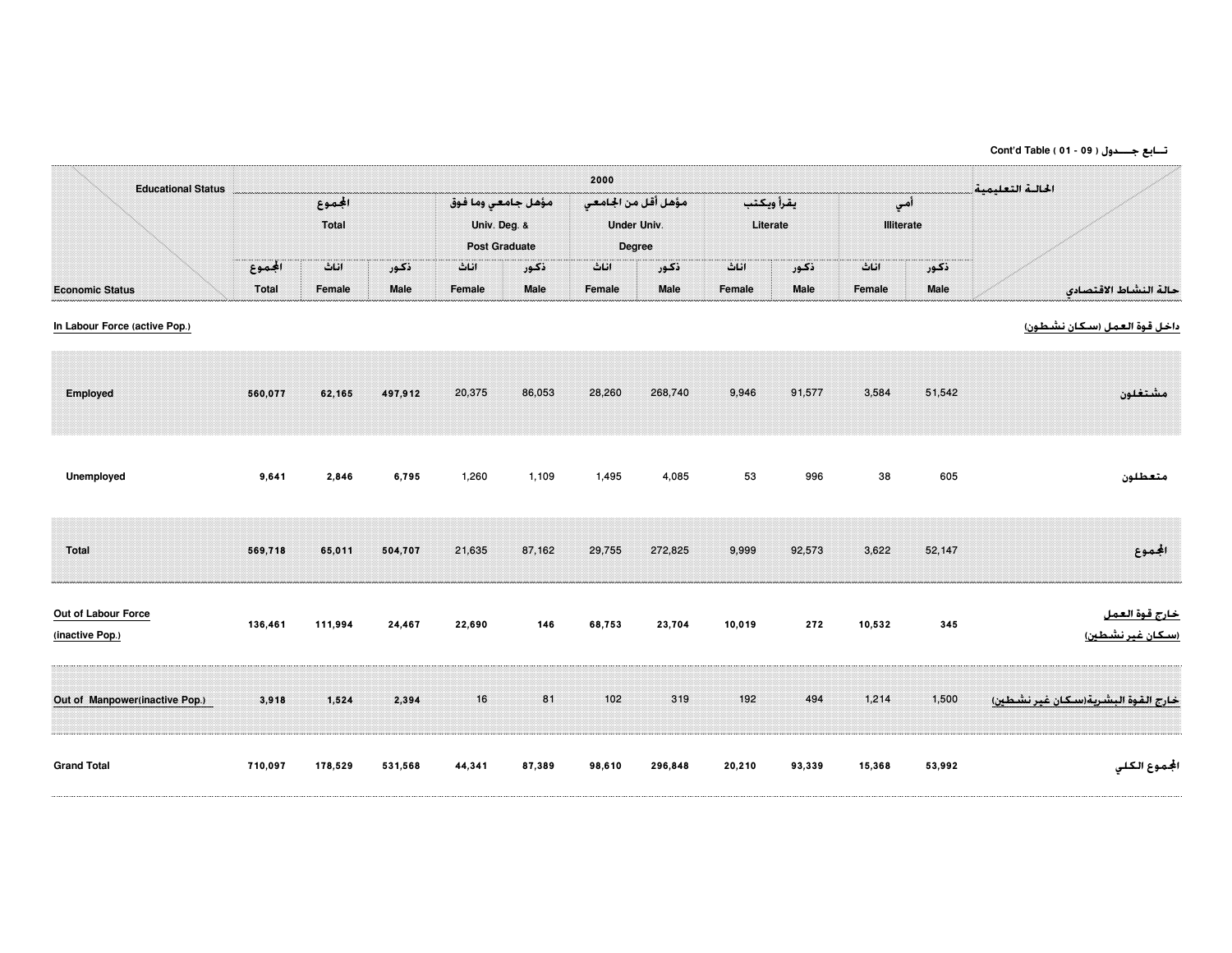تـــابع جــــدول ( 01 - 09 ) Cont'd Table

| Educational Status / Economic Status | 2000 | | | | | | | | | | | الحالـة التعليميـة / حالـة النشـاط الاقتصـادي |
|---|---|---|---|---|---|---|---|---|---|---|---|---|
| | المجموع Total | | | مؤهل جامعي وما فوق Univ. Deg. & Post Graduate | | مؤهل أقل من الجامعي Under Univ. Degree | | يقرأ ويكتب Literate | | أمي Illiterate | | |
| | المجموع Total | اناث Female | ذكور Male | اناث Female | ذكور Male | اناث Female | ذكور Male | اناث Female | ذكور Male | اناث Female | ذكور Male | |
| **In Labour Force (active Pop.)** | | | | | | | | | | | | **داخل قوة العمل (سـكـان نشـطـون)** |
| Employed | 560,077 | 62,165 | 497,912 | 20,375 | 86,053 | 28,260 | 268,740 | 9,946 | 91,577 | 3,584 | 51,542 | مشـتغـلـون |
| Unemployed | 9,641 | 2,846 | 6,795 | 1,260 | 1,109 | 1,495 | 4,085 | 53 | 996 | 38 | 605 | متـعـطـلـون |
| Total | 569,718 | 65,011 | 504,707 | 21,635 | 87,162 | 29,755 | 272,825 | 9,999 | 92,573 | 3,622 | 52,147 | المجموع |
| Out of Labour Force (inactive Pop.) | 136,461 | 111,994 | 24,467 | 22,690 | 146 | 68,753 | 23,704 | 10,019 | 272 | 10,532 | 345 | خـارج قـوة العمـل (سـكـان غير نشـطين) |
| Out of Manpower(inactive Pop.) | 3,918 | 1,524 | 2,394 | 16 | 81 | 102 | 319 | 192 | 494 | 1,214 | 1,500 | خـارج القـوة البشـرية(سـكـان غير نشـطين) |
| Grand Total | 710,097 | 178,529 | 531,568 | 44,341 | 87,389 | 98,610 | 296,848 | 20,210 | 93,339 | 15,368 | 53,992 | المجموع الكـلي |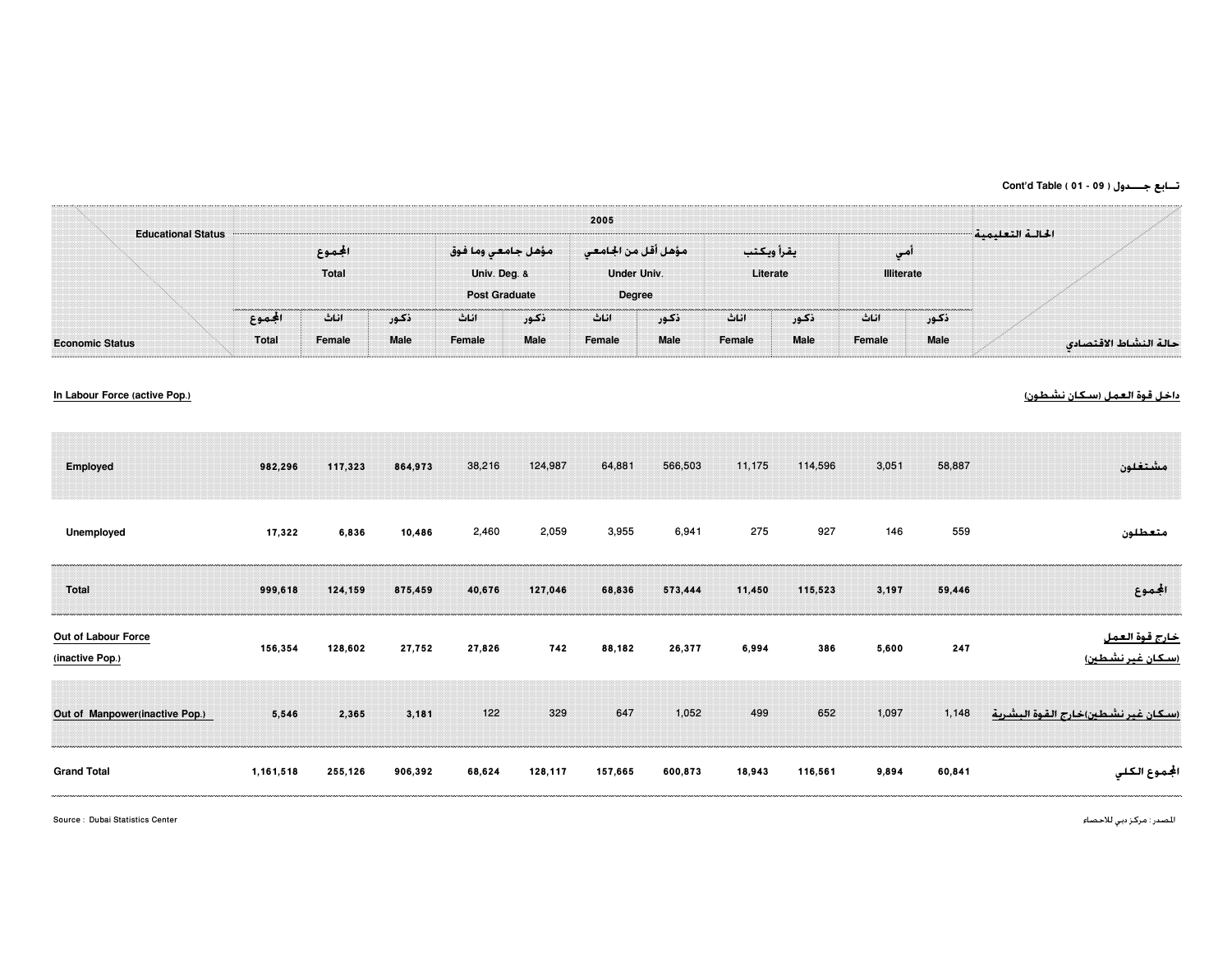Cont'd Table ( 01 - 09 ) تـــابع جـــدول

| Educational Status / Economic Status | 2005 | | | | | | | | | | | الحالـة التعليمية / حالة النشاط الاقتصادي |
|---|---|---|---|---|---|---|---|---|---|---|---|---|
| | المجموع Total | | | مؤهل جامعي وما فوق Univ. Deg. & Post Graduate | | مؤهل أقل من الجامعي Under Univ. Degree | | يقرأ ويكتب Literate | | أمي Illiterate | | |
| | المجموع Total | اناث Female | ذكور Male | اناث Female | ذكور Male | اناث Female | ذكور Male | اناث Female | ذكور Male | اناث Female | ذكور Male | |
| **In Labour Force (active Pop.)** | | | | | | | | | | | | **داخل قوة العمل (سـكـان نشـطون)** |
| Employed | 982,296 | 117,323 | 864,973 | 38,216 | 124,987 | 64,881 | 566,503 | 11,175 | 114,596 | 3,051 | 58,887 | مشتغلون |
| Unemployed | 17,322 | 6,836 | 10,486 | 2,460 | 2,059 | 3,955 | 6,941 | 275 | 927 | 146 | 559 | متعطلون |
| Total | 999,618 | 124,159 | 875,459 | 40,676 | 127,046 | 68,836 | 573,444 | 11,450 | 115,523 | 3,197 | 59,446 | المجموع |
| Out of Labour Force (inactive Pop.) | 156,354 | 128,602 | 27,752 | 27,826 | 742 | 88,182 | 26,377 | 6,994 | 386 | 5,600 | 247 | خارج قوة العمل (سـكـان غير نشـطين) |
| Out of Manpower(inactive Pop.) | 5,546 | 2,365 | 3,181 | 122 | 329 | 647 | 1,052 | 499 | 652 | 1,097 | 1,148 | (سـكـان غير نشـطين)خارج القوة البشرية |
| Grand Total | 1,161,518 | 255,126 | 906,392 | 68,624 | 128,117 | 157,665 | 600,873 | 18,943 | 116,561 | 9,894 | 60,841 | المجموع الكلي |

Source : Dubai Statistics Center

المصدر : مركز دبي للاحصاء